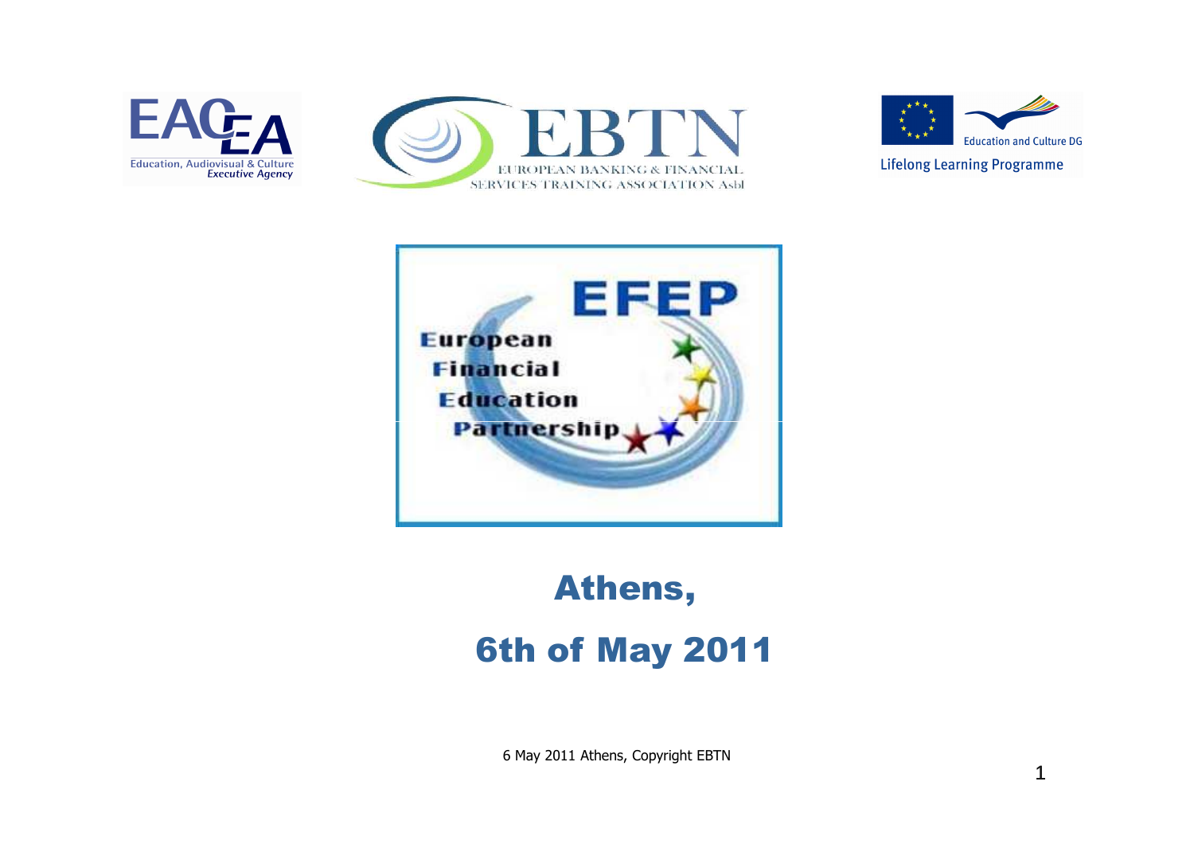EACEA

Education, Audiovisual & Culture Executive Agency

EBTN

EUROPEAN BANKING & FINANCIAL SERVICES TRAINING ASSOCIATION Asbl

Education and Culture DG

Lifelong Learning Programme

EFEP

European Financial Education Partnership

# Athens,

# 6th of May 2011

6 May 2011 Athens, Copyright EBTN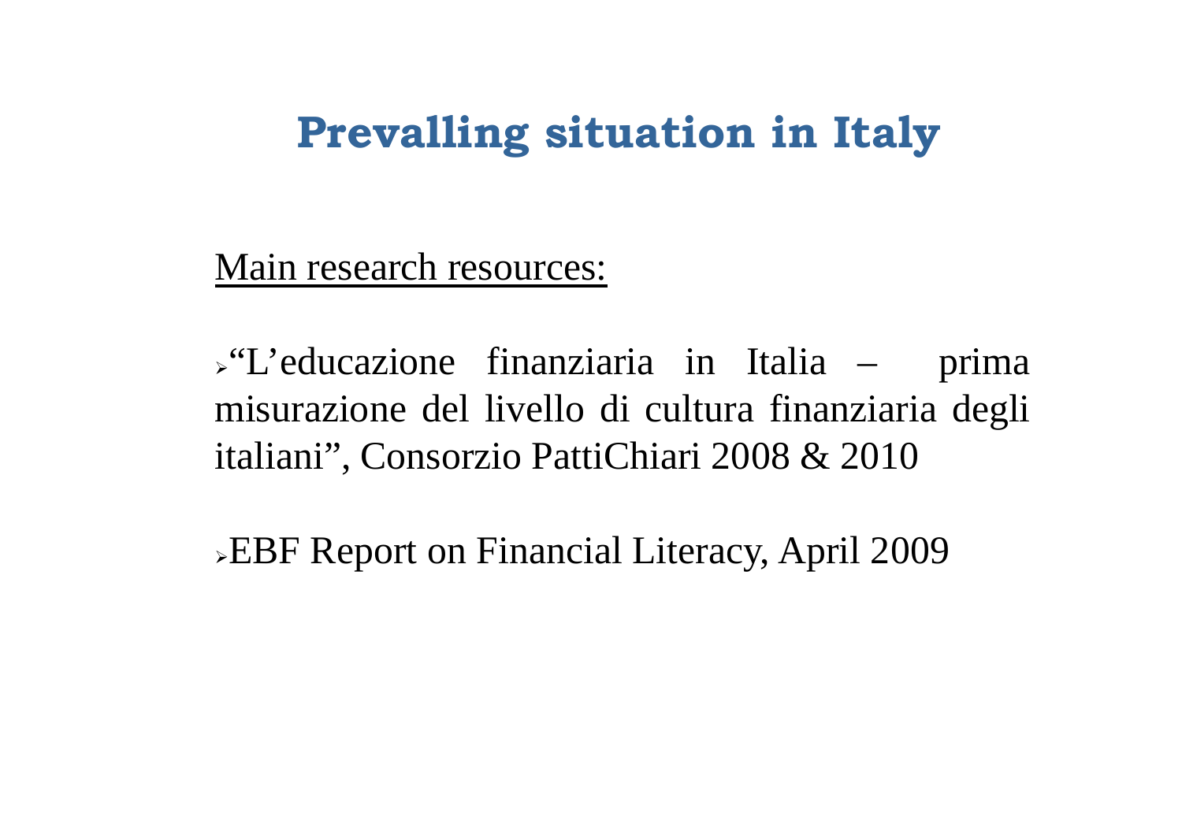# Prevalling situation in Italy

Main research resources:

- "L'educazione finanziaria in Italia – prima misurazione del livello di cultura finanziaria degli italiani", Consorzio PattiChiari 2008 & 2010

- EBF Report on Financial Literacy, April 2009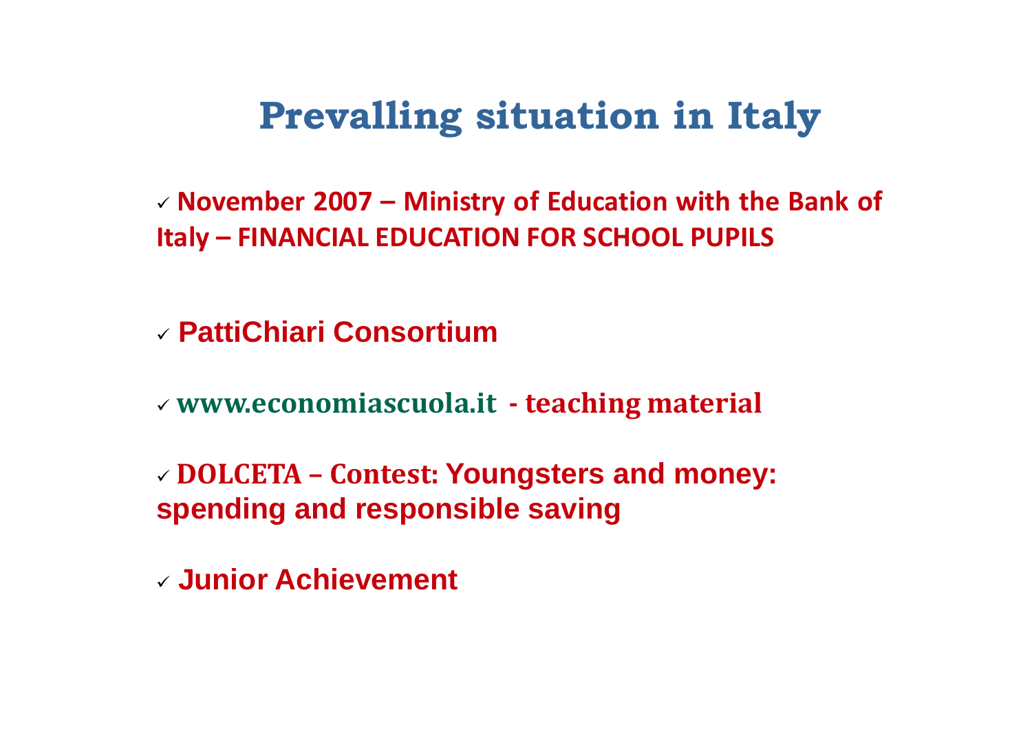# Prevalling situation in Italy

- ✓ **November 2007 – Ministry of Education with the Bank of Italy – FINANCIAL EDUCATION FOR SCHOOL PUPILS**
- ✓ **PattiChiari Consortium**
- ✓ **www.economiascuola.it - teaching material**
- ✓ **DOLCETA – Contest: Youngsters and money: spending and responsible saving**
- ✓ **Junior Achievement**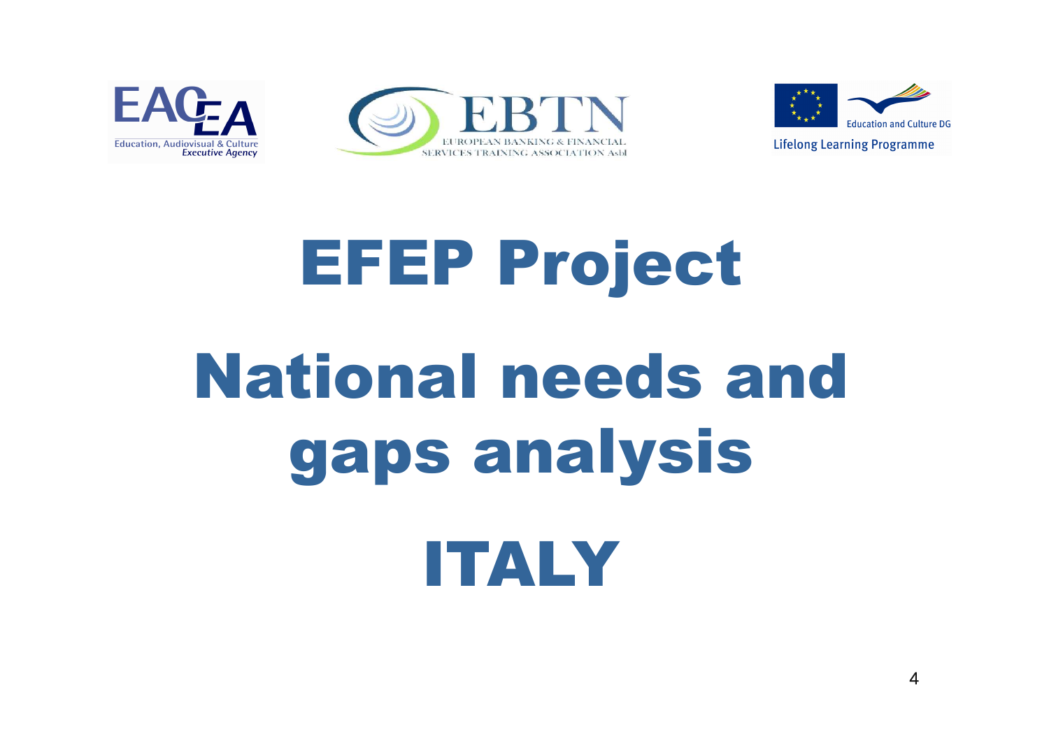# EFEP Project

# National needs and gaps analysis

# ITALY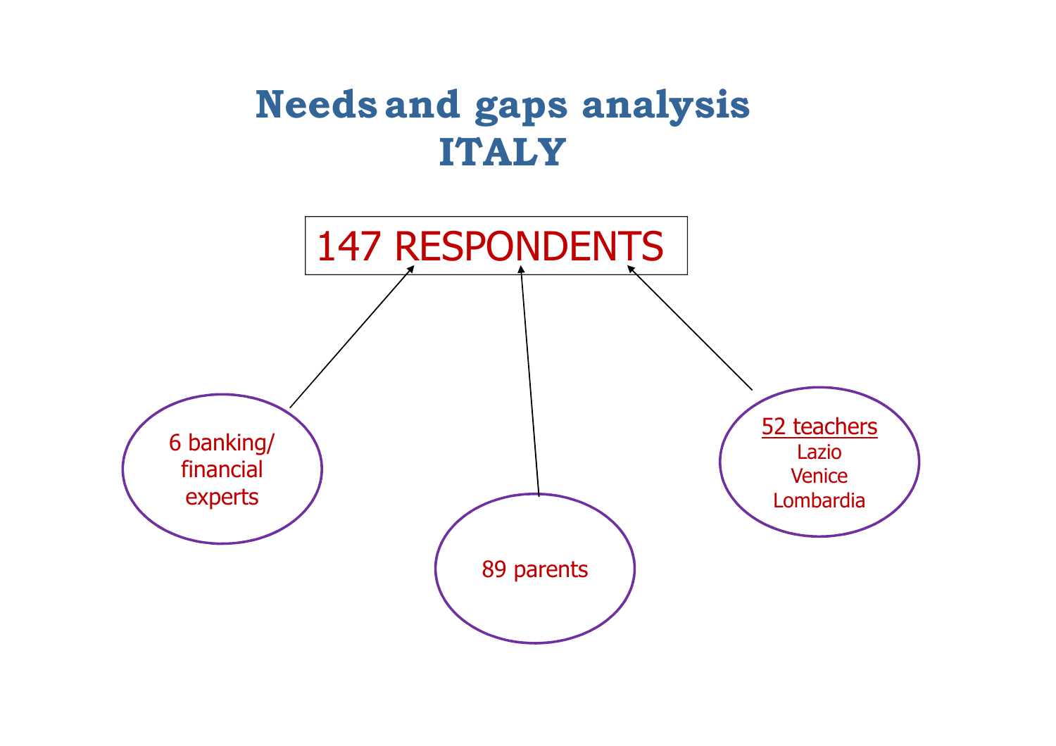# Needs and gaps analysis
# ITALY

147 RESPONDENTS

- 6 banking/ financial experts
- 89 parents
- <u>52 teachers</u>
  - Lazio
  - Venice
  - Lombardia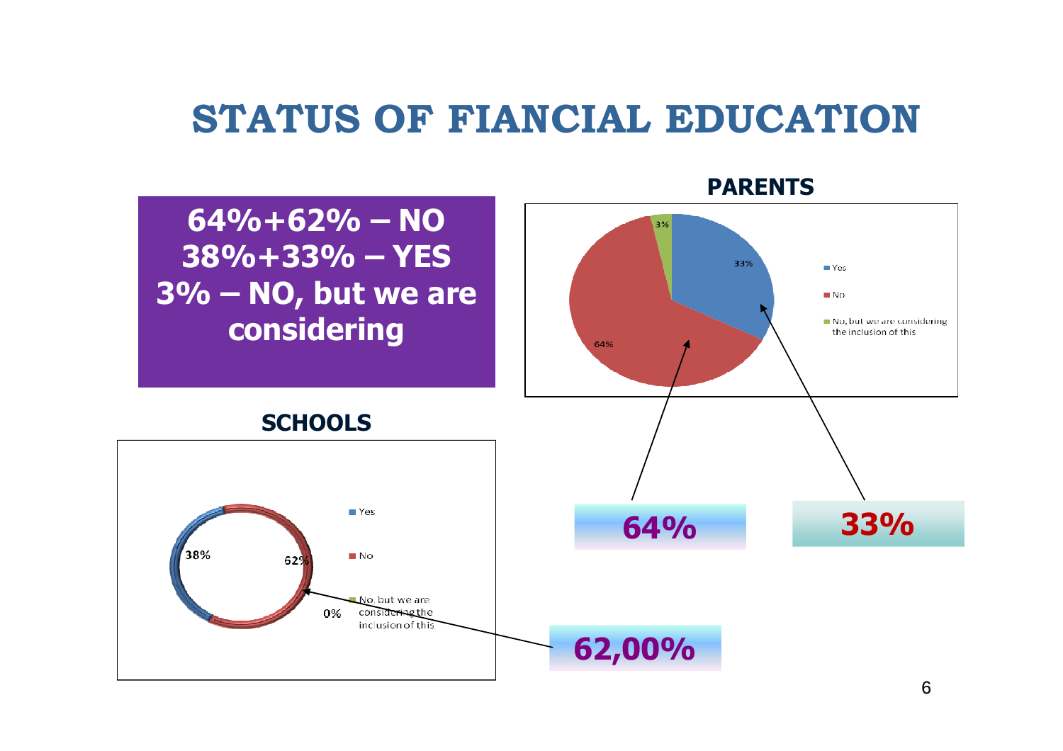# STATUS OF FIANCIAL EDUCATION

**64%+62% – NO**
**38%+33% – YES**
**3% – NO, but we are considering**

**PARENTS**

- Yes: 33%
- No: 64%
- No, but we are considering the inclusion of this: 3%

**64%**

**33%**

**SCHOOLS**

- Yes: 38%
- No: 62%
- No, but we are considering the inclusion of this: 0%

**62,00%**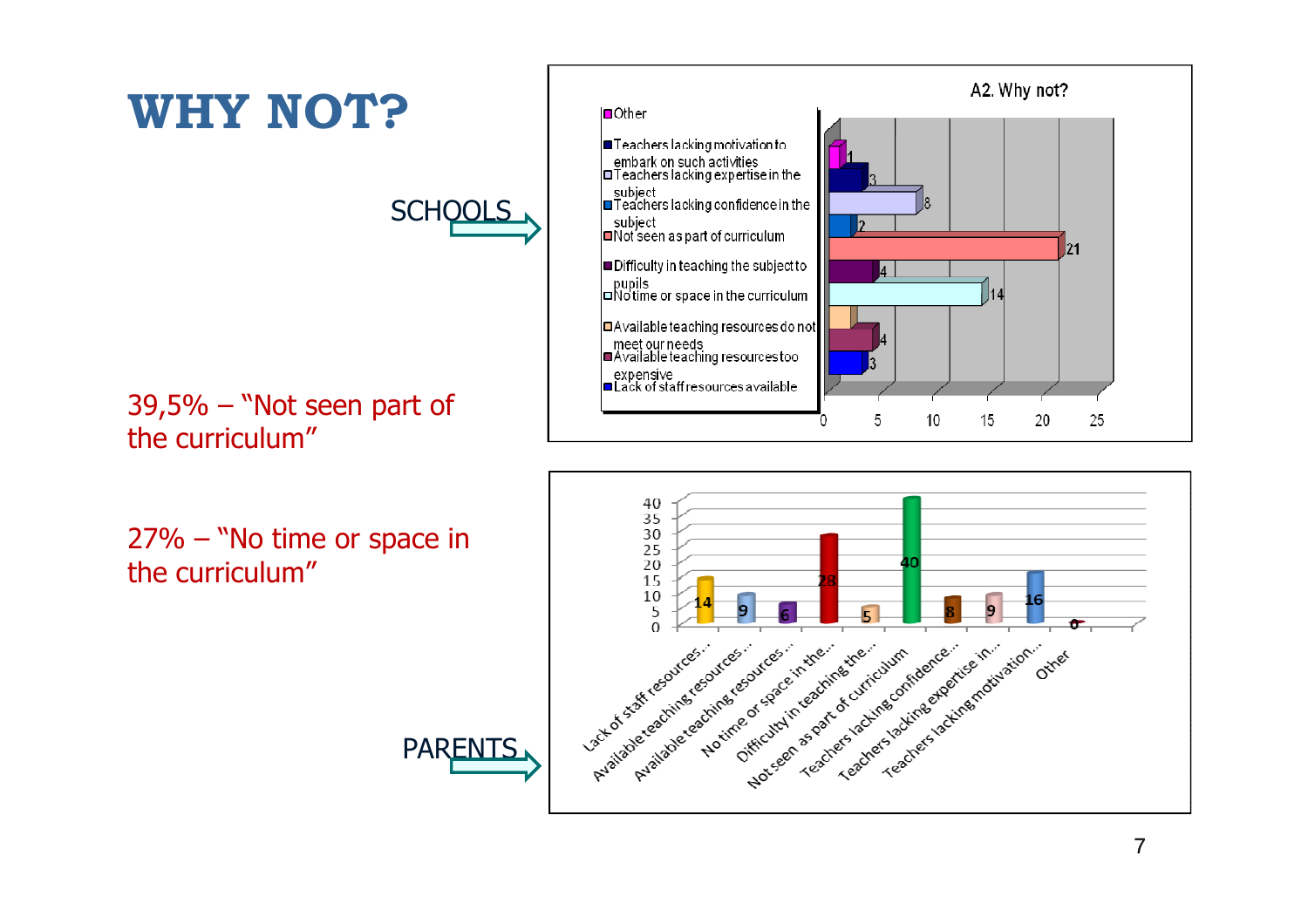# WHY NOT?

SCHOOLS

**A2. Why not?**

| Reason | Count |
|---|---|
| Other | 1 |
| Teachers lacking motivation to embark on such activities | 3 |
| Teachers lacking expertise in the subject | 8 |
| Teachers lacking confidence in the subject | 2 |
| Not seen as part of curriculum | 21 |
| Difficulty in teaching the subject to pupils | 4 |
| No time or space in the curriculum | 14 |
| Available teaching resources do not meet our needs | |
| Available teaching resources too expensive | 4 |
| Lack of staff resources available | 3 |

39,5% – "Not seen part of the curriculum"

27% – "No time or space in the curriculum"

PARENTS

| Reason | Count |
|---|---|
| Lack of staff resources... | 14 |
| Available teaching resources... | 9 |
| Available teaching resources... | 6 |
| No time or space in the... | 28 |
| Difficulty in teaching the... | 5 |
| Not seen as part of curriculum | 40 |
| Teachers lacking confidence... | 8 |
| Teachers lacking expertise in... | 9 |
| Teachers lacking motivation... | 16 |
| Other | 0 |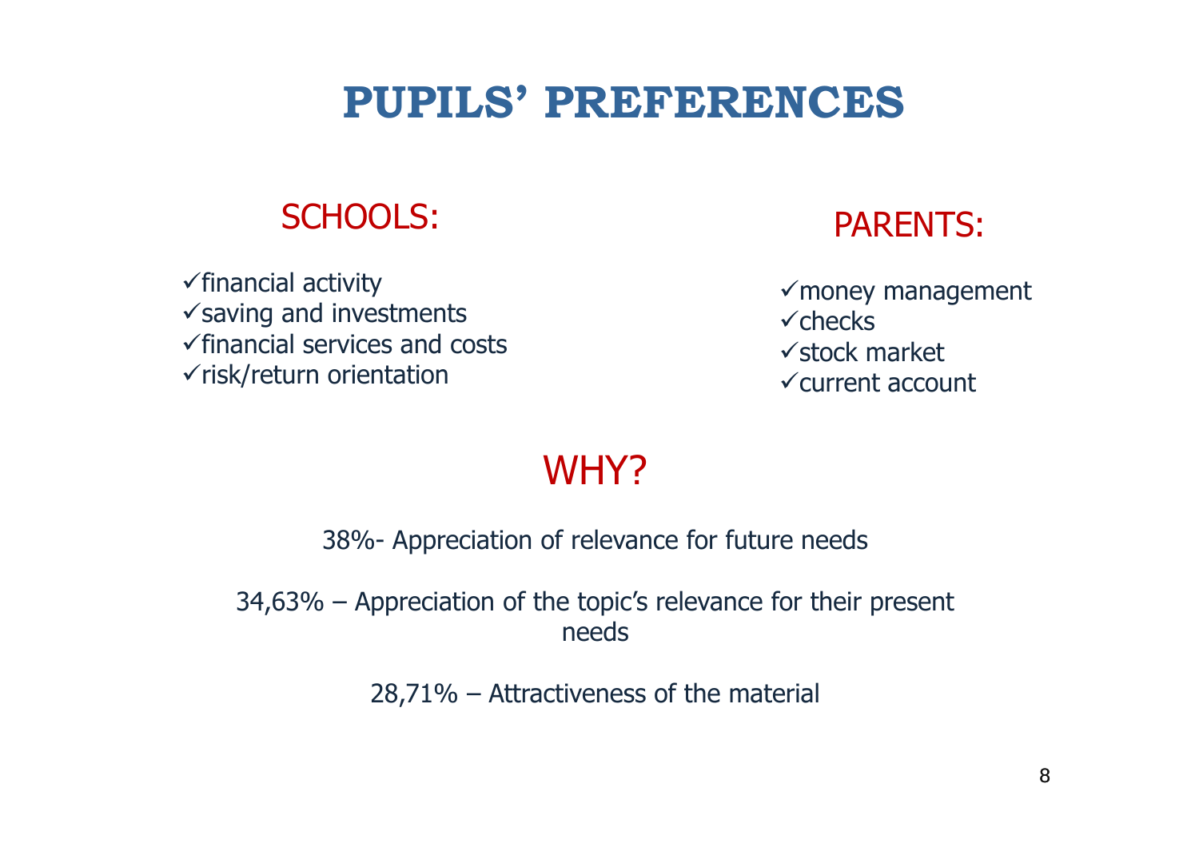# PUPILS' PREFERENCES

## SCHOOLS:

- ✓financial activity
- ✓saving and investments
- ✓financial services and costs
- ✓risk/return orientation

## PARENTS:

- ✓money management
- ✓checks
- ✓stock market
- ✓current account

## WHY?

38%- Appreciation of relevance for future needs

34,63% – Appreciation of the topic's relevance for their present needs

28,71% – Attractiveness of the material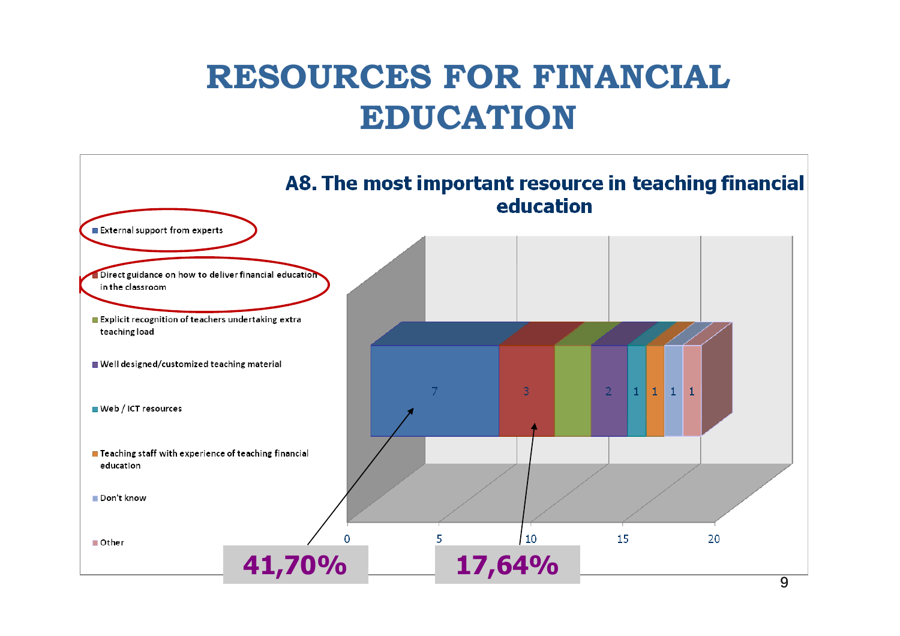# RESOURCES FOR FINANCIAL EDUCATION

## A8. The most important resource in teaching financial education

- External support from experts
- Direct guidance on how to deliver financial education in the classroom
- Explicit recognition of teachers undertaking extra teaching load
- Well designed/customized teaching material
- Web / ICT resources
- Teaching staff with experience of teaching financial education
- Don't know
- Other

| Resource | Value |
|---|---|
| External support from experts | 7 |
| Direct guidance on how to deliver financial education in the classroom | 3 |
| Explicit recognition of teachers undertaking extra teaching load | |
| Well designed/customized teaching material | 2 |
| Web / ICT resources | 1 |
| Teaching staff with experience of teaching financial education | 1 |
| Don't know | 1 |
| Other | 1 |

Axis: 0, 5, 10, 15, 20

**41,70%**

**17,64%**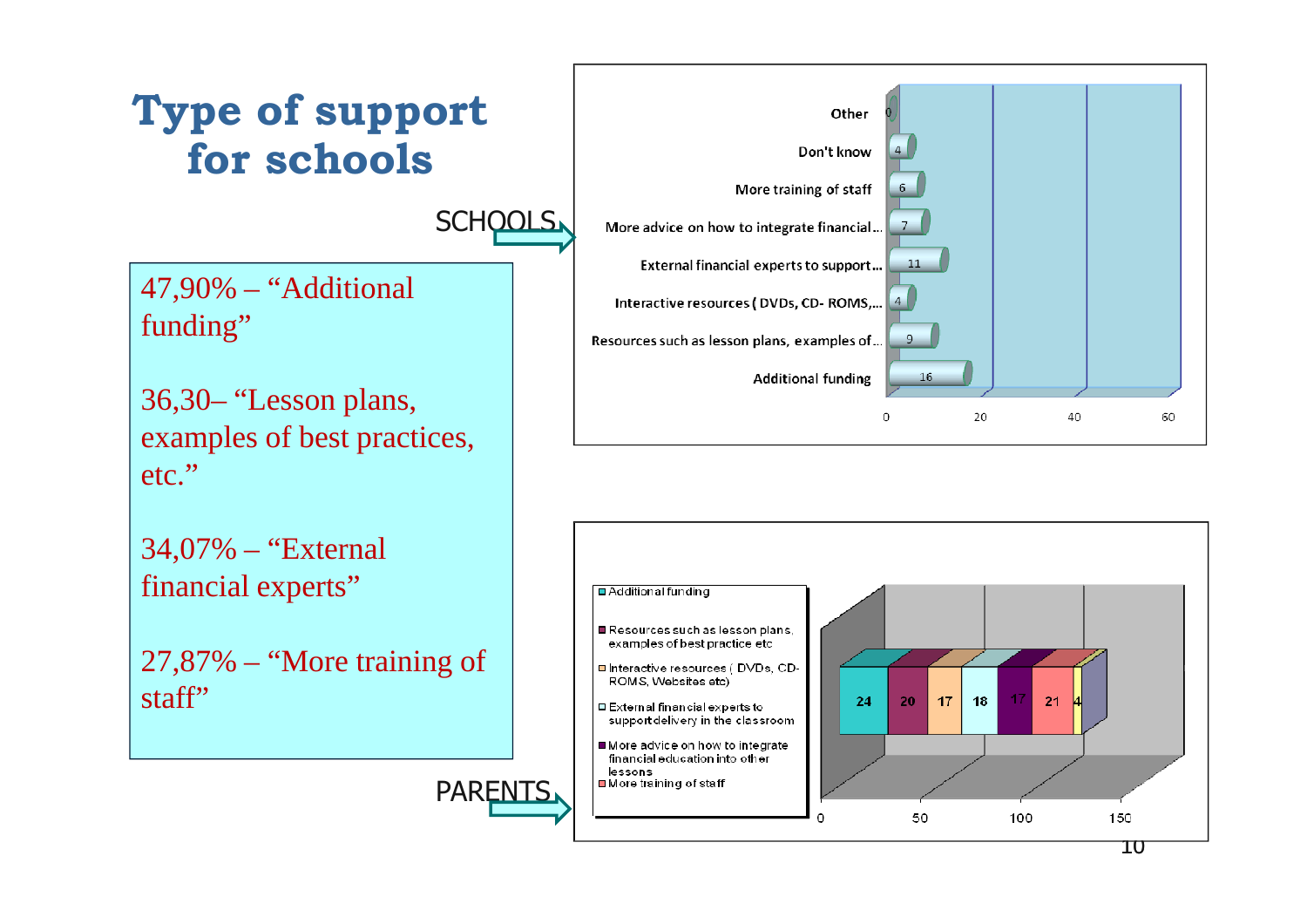# Type of support for schools

47,90% – “Additional funding”

36,30– “Lesson plans, examples of best practices, etc.”

34,07% – “External financial experts”

27,87% – “More training of staff”

SCHOOLS

| Type of support | Value |
|---|---|
| Other | 0 |
| Don't know | 4 |
| More training of staff | 6 |
| More advice on how to integrate financial... | 7 |
| External financial experts to support... | 11 |
| Interactive resources ( DVDs, CD- ROMS,... | 4 |
| Resources such as lesson plans, examples of... | 9 |
| Additional funding | 16 |

PARENTS

| Type of support | Value |
|---|---|
| Additional funding | 24 |
| Resources such as lesson plans, examples of best practice etc | 20 |
| Interactive resources ( DVDs, CD-ROMS, Websites etc) | 17 |
| External financial experts to support delivery in the classroom | 18 |
| More advice on how to integrate financial education into other lessons | 17 |
| More training of staff | 21 |
| | 4 |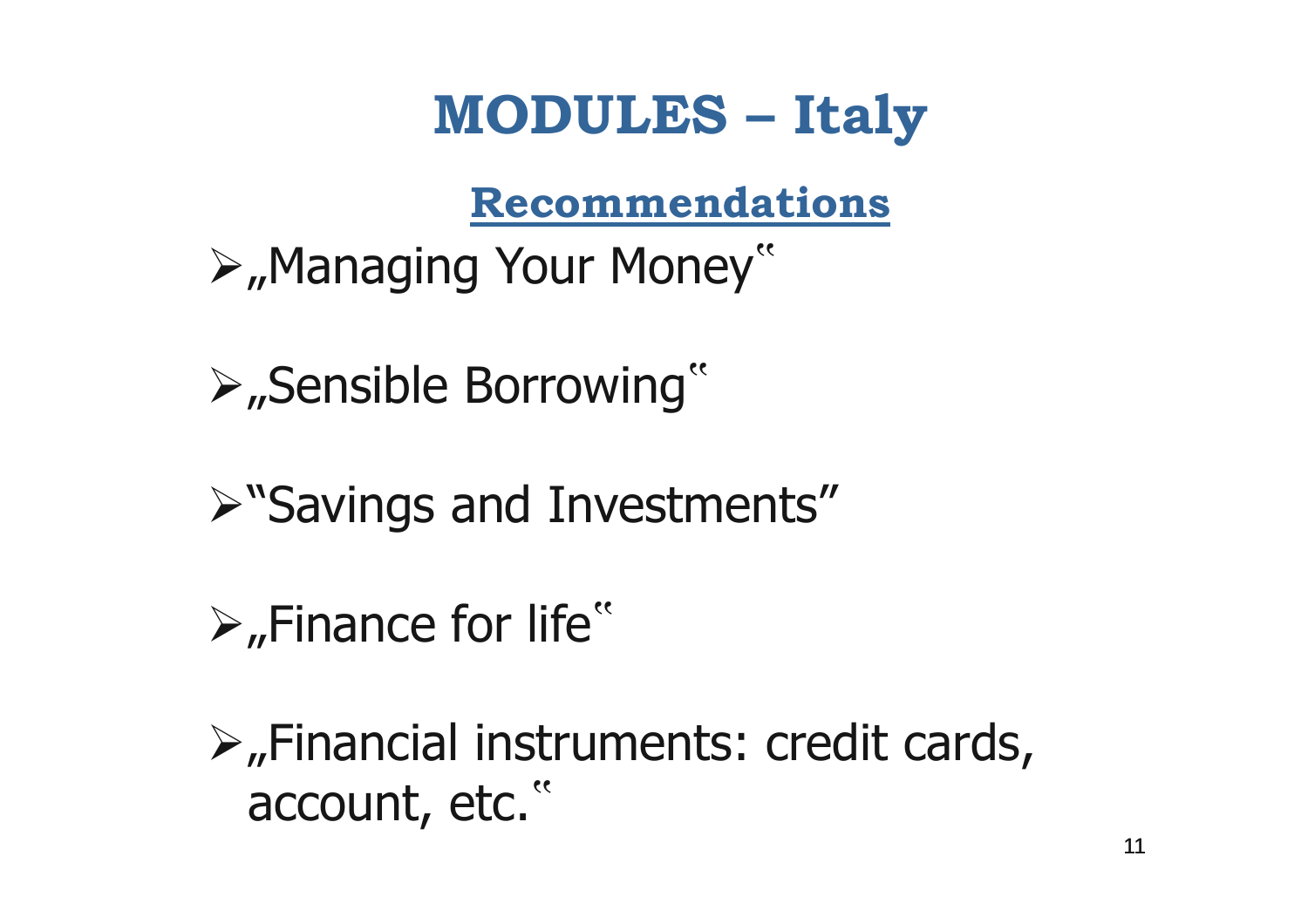# MODULES – Italy

## Recommendations

- „Managing Your Money"
- „Sensible Borrowing"
- "Savings and Investments"
- „Finance for life"
- „Financial instruments: credit cards, account, etc."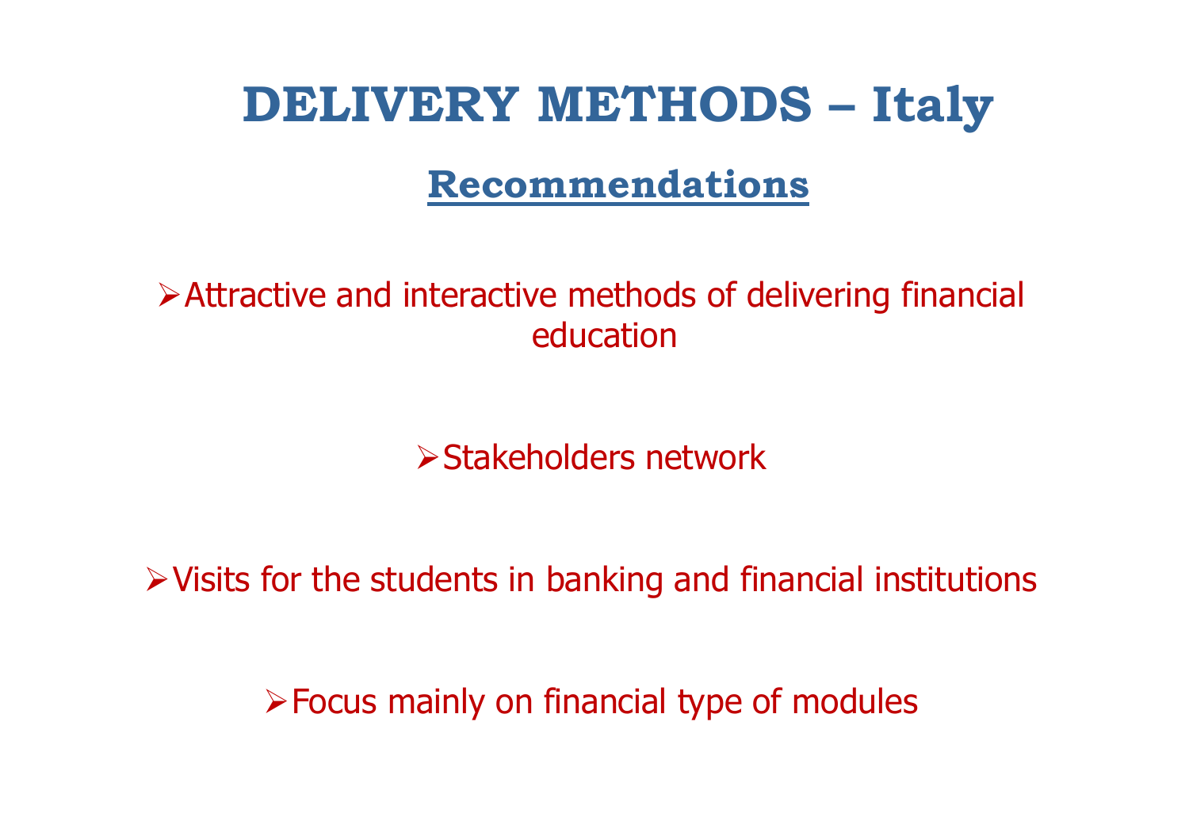# DELIVERY METHODS – Italy

## Recommendations

- Attractive and interactive methods of delivering financial education
- Stakeholders network
- Visits for the students in banking and financial institutions
- Focus mainly on financial type of modules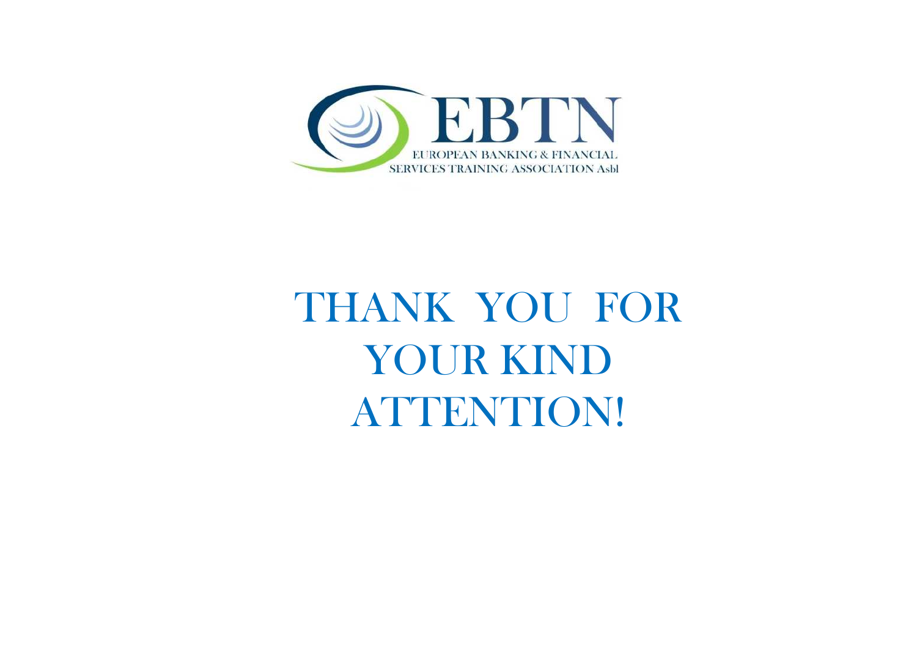EBTN

EUROPEAN BANKING & FINANCIAL SERVICES TRAINING ASSOCIATION Asbl

# THANK YOU FOR YOUR KIND ATTENTION!